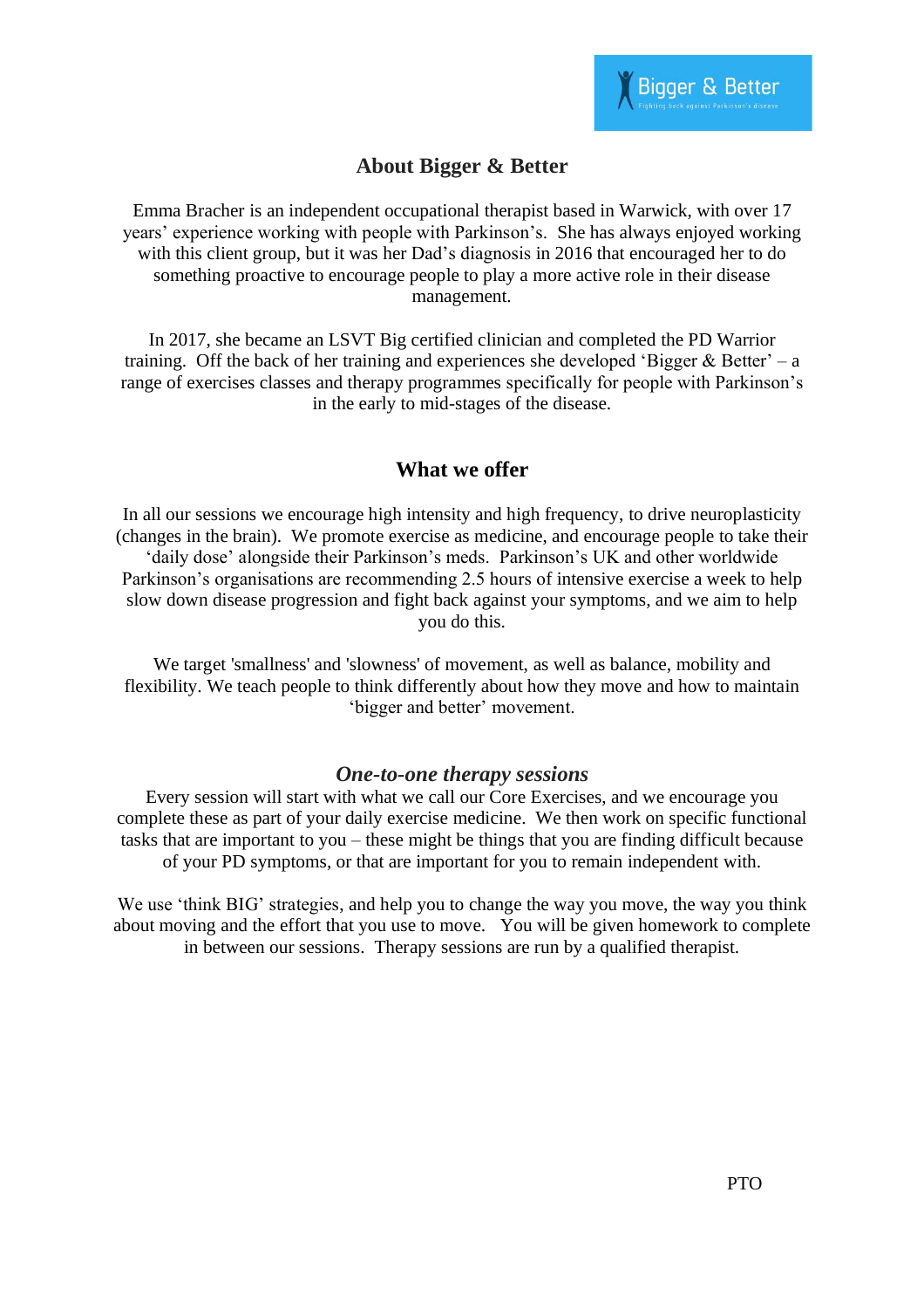Bigger & Better

Fighting back against Parkinson's disease

## About Bigger & Better

Emma Bracher is an independent occupational therapist based in Warwick, with over 17 years' experience working with people with Parkinson's. She has always enjoyed working with this client group, but it was her Dad's diagnosis in 2016 that encouraged her to do something proactive to encourage people to play a more active role in their disease management.

In 2017, she became an LSVT Big certified clinician and completed the PD Warrior training. Off the back of her training and experiences she developed 'Bigger & Better' – a range of exercises classes and therapy programmes specifically for people with Parkinson's in the early to mid-stages of the disease.

## What we offer

In all our sessions we encourage high intensity and high frequency, to drive neuroplasticity (changes in the brain). We promote exercise as medicine, and encourage people to take their 'daily dose' alongside their Parkinson's meds. Parkinson's UK and other worldwide Parkinson's organisations are recommending 2.5 hours of intensive exercise a week to help slow down disease progression and fight back against your symptoms, and we aim to help you do this.

We target 'smallness' and 'slowness' of movement, as well as balance, mobility and flexibility. We teach people to think differently about how they move and how to maintain 'bigger and better' movement.

### *One-to-one therapy sessions*

Every session will start with what we call our Core Exercises, and we encourage you complete these as part of your daily exercise medicine. We then work on specific functional tasks that are important to you – these might be things that you are finding difficult because of your PD symptoms, or that are important for you to remain independent with.

We use 'think BIG' strategies, and help you to change the way you move, the way you think about moving and the effort that you use to move. You will be given homework to complete in between our sessions. Therapy sessions are run by a qualified therapist.

PTO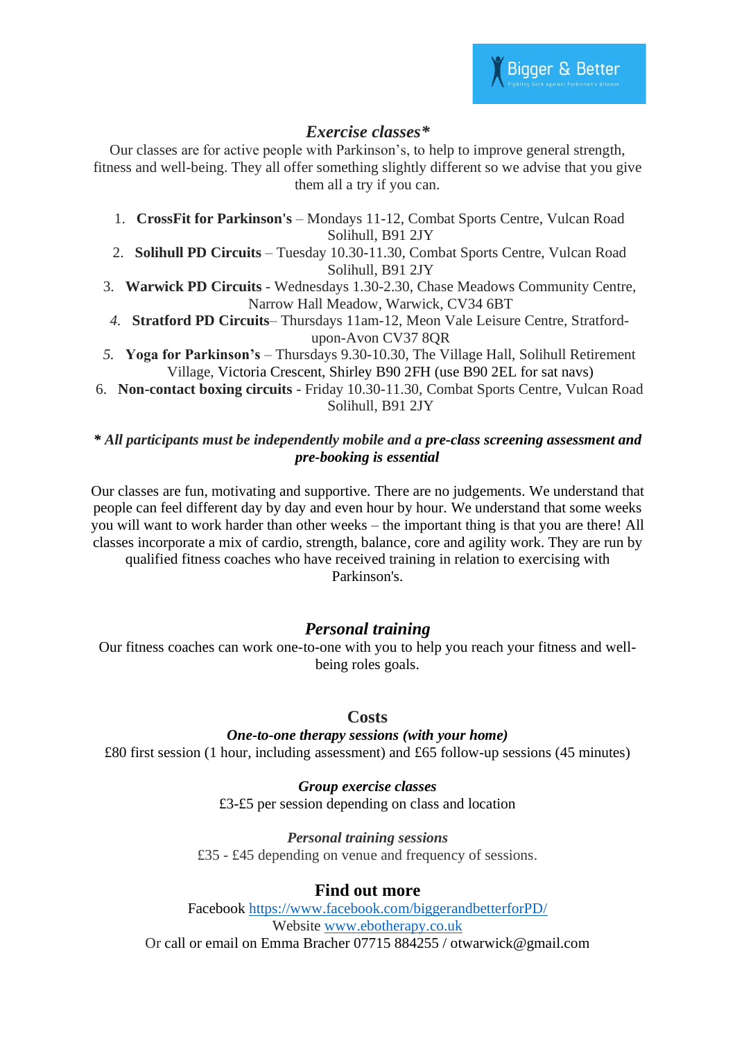Bigger & Better

Fighting back against Parkinson's disease

## *Exercise classes**

Our classes are for active people with Parkinson's, to help to improve general strength, fitness and well-being. They all offer something slightly different so we advise that you give them all a try if you can.

1. **CrossFit for Parkinson's** – Mondays 11-12, Combat Sports Centre, Vulcan Road Solihull, B91 2JY
2. **Solihull PD Circuits** – Tuesday 10.30-11.30, Combat Sports Centre, Vulcan Road Solihull, B91 2JY
3. **Warwick PD Circuits** - Wednesdays 1.30-2.30, Chase Meadows Community Centre, Narrow Hall Meadow, Warwick, CV34 6BT
4. **Stratford PD Circuits**– Thursdays 11am-12, Meon Vale Leisure Centre, Stratford-upon-Avon CV37 8QR
5. **Yoga for Parkinson's** – Thursdays 9.30-10.30, The Village Hall, Solihull Retirement Village, Victoria Crescent, Shirley B90 2FH (use B90 2EL for sat navs)
6. **Non-contact boxing circuits** - Friday 10.30-11.30, Combat Sports Centre, Vulcan Road Solihull, B91 2JY

***\* All participants must be independently mobile and a pre-class screening assessment and pre-booking is essential***

Our classes are fun, motivating and supportive. There are no judgements. We understand that people can feel different day by day and even hour by hour. We understand that some weeks you will want to work harder than other weeks – the important thing is that you are there! All classes incorporate a mix of cardio, strength, balance, core and agility work. They are run by qualified fitness coaches who have received training in relation to exercising with Parkinson's.

## *Personal training*

Our fitness coaches can work one-to-one with you to help you reach your fitness and well-being roles goals.

## Costs

***One-to-one therapy sessions (with your home)***

£80 first session (1 hour, including assessment) and £65 follow-up sessions (45 minutes)

***Group exercise classes***

£3-£5 per session depending on class and location

***Personal training sessions***

£35 - £45 depending on venue and frequency of sessions.

## Find out more

Facebook https://www.facebook.com/biggerandbetterforPD/

Website www.ebotherapy.co.uk

Or call or email on Emma Bracher 07715 884255 / otwarwick@gmail.com